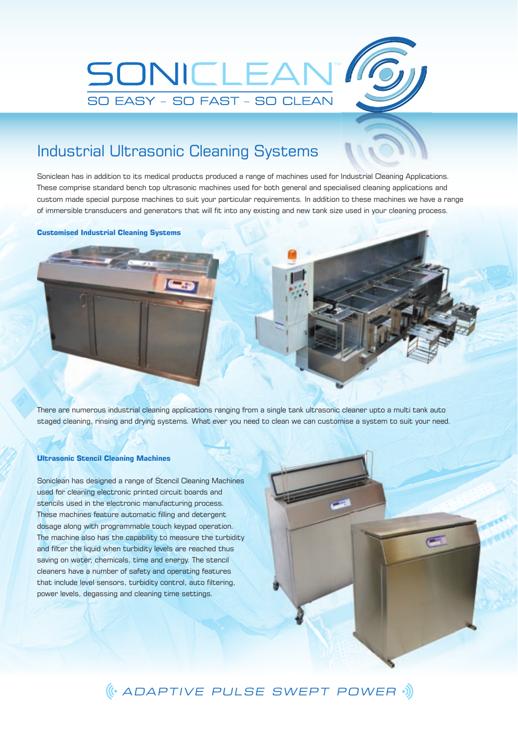# SONICLEAN™

SO EASY – SO FAST – SO CLEAN

## Industrial Ultrasonic Cleaning Systems

Soniclean has in addition to its medical products produced a range of machines used for Industrial Cleaning Applications. These comprise standard bench top ultrasonic machines used for both general and specialised cleaning applications and custom made special purpose machines to suit your particular requirements. In addition to these machines we have a range of immersible transducers and generators that will fit into any existing and new tank size used in your cleaning process.

### Customised Industrial Cleaning Systems

There are numerous industrial cleaning applications ranging from a single tank ultrasonic cleaner upto a multi tank auto staged cleaning, rinsing and drying systems. What ever you need to clean we can customise a system to suit your need.

### Ultrasonic Stencil Cleaning Machines

Soniclean has designed a range of Stencil Cleaning Machines used for cleaning electronic printed circuit boards and stencils used in the electronic manufacturing process. These machines feature automatic filling and detergent dosage along with programmable touch keypad operation. The machine also has the capability to measure the turbidity and filter the liquid when turbidity levels are reached thus saving on water, chemicals, time and energy. The stencil cleaners have a number of safety and operating features that include level sensors, turbidity control, auto filtering, power levels, degassing and cleaning time settings.

ADAPTIVE PULSE SWEPT POWER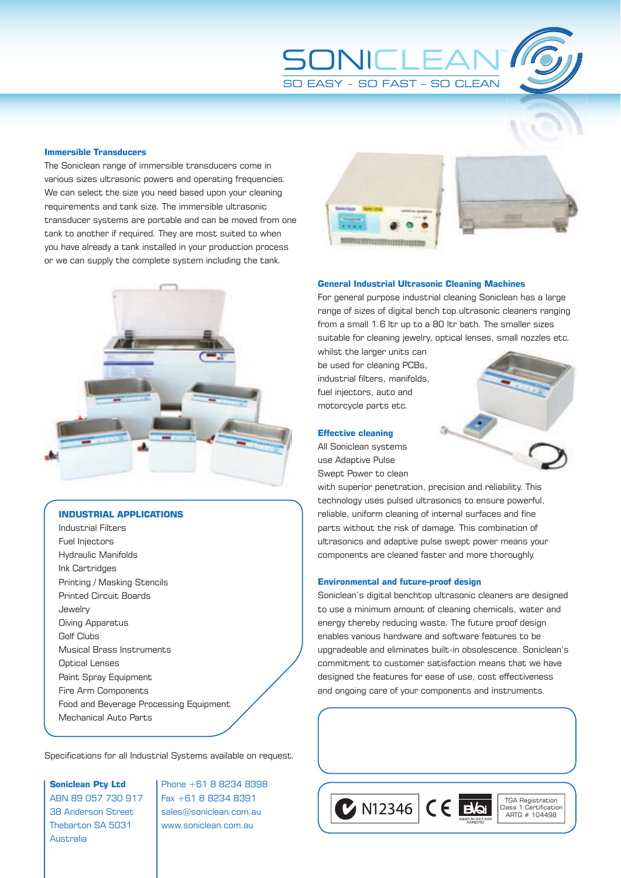# SONICLEAN™

SO EASY – SO FAST – SO CLEAN

### Immersible Transducers

The Soniclean range of immersible transducers come in various sizes ultrasonic powers and operating frequencies. We can select the size you need based upon your cleaning requirements and tank size. The immersible ultrasonic transducer systems are portable and can be moved from one tank to another if required. They are most suited to when you have already a tank installed in your production process or we can supply the complete system including the tank.

### General Industrial Ultrasonic Cleaning Machines

For general purpose industrial cleaning Soniclean has a large range of sizes of digital bench top ultrasonic cleaners ranging from a small 1.6 ltr up to a 80 ltr bath. The smaller sizes suitable for cleaning jewelry, optical lenses, small nozzles etc. whilst the larger units can be used for cleaning PCBs, industrial filters, manifolds, fuel injectors, auto and motorcycle parts etc.

### Effective cleaning

All Soniclean systems use Adaptive Pulse Swept Power to clean with superior penetration, precision and reliability. This technology uses pulsed ultrasonics to ensure powerful, reliable, uniform cleaning of internal surfaces and fine parts without the risk of damage. This combination of ultrasonics and adaptive pulse swept power means your components are cleaned faster and more thoroughly.

### Environmental and future-proof design

Soniclean's digital benchtop ultrasonic cleaners are designed to use a minimum amount of cleaning chemicals, water and energy thereby reducing waste. The future proof design enables various hardware and software features to be upgradeable and eliminates built-in obsolescence. Soniclean's commitment to customer satisfaction means that we have designed the features for ease of use, cost effectiveness and ongoing care of your components and instruments.

### INDUSTRIAL APPLICATIONS

- Industrial Filters
- Fuel Injectors
- Hydraulic Manifolds
- Ink Cartridges
- Printing / Masking Stencils
- Printed Circuit Boards
- Jewelry
- Diving Apparatus
- Golf Clubs
- Musical Brass Instruments
- Optical Lenses
- Paint Spray Equipment
- Fire Arm Components
- Food and Beverage Processing Equipment
- Mechanical Auto Parts

Specifications for all Industrial Systems available on request.

**Soniclean Pty Ltd**
ABN 89 057 730 917
38 Anderson Street
Thebarton SA 5031
Australia

Phone +61 8 8234 8398
Fax +61 8 8234 8391
sales@soniclean.com.au
www.soniclean.com.au

N12346 CE BVQi AS/NZS ISO 9001:2000 ACCREDITED

TGA Registration Class 1 Certification ARTG # 104498